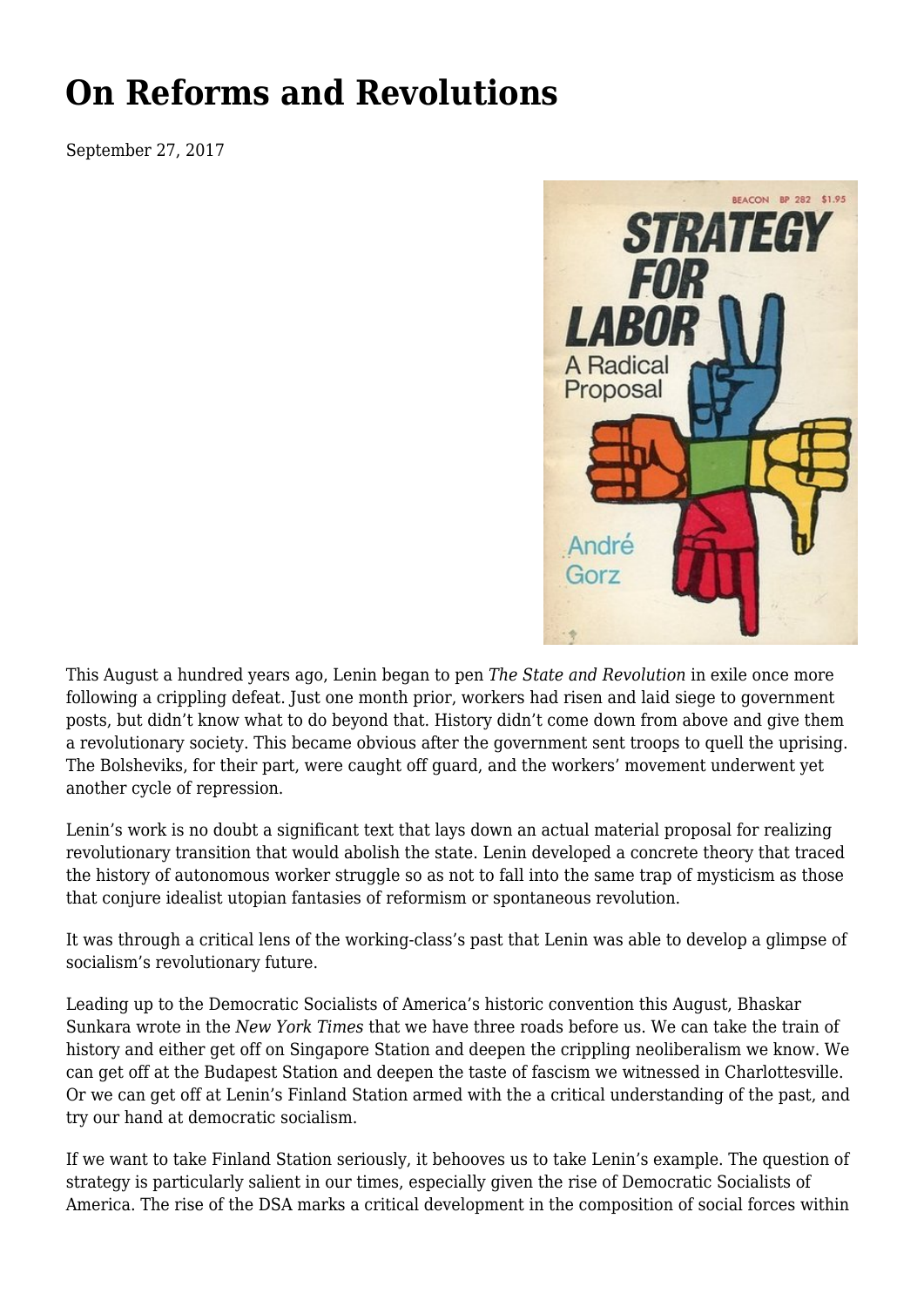# On Reforms and Revolutions

September 27, 2017

This August a hundred years ago, Lenin began to pen *The State and Revolution* in exile once more following a crippling defeat. Just one month prior, workers had risen and laid siege to government posts, but didn't know what to do beyond that. History didn't come down from above and give them a revolutionary society. This became obvious after the government sent troops to quell the uprising. The Bolsheviks, for their part, were caught off guard, and the workers' movement underwent yet another cycle of repression.

Lenin's work is no doubt a significant text that lays down an actual material proposal for realizing revolutionary transition that would abolish the state. Lenin developed a concrete theory that traced the history of autonomous worker struggle so as not to fall into the same trap of mysticism as those that conjure idealist utopian fantasies of reformism or spontaneous revolution.

It was through a critical lens of the working-class's past that Lenin was able to develop a glimpse of socialism's revolutionary future.

Leading up to the Democratic Socialists of America's historic convention this August, Bhaskar Sunkara wrote in the *New York Times* that we have three roads before us. We can take the train of history and either get off on Singapore Station and deepen the crippling neoliberalism we know. We can get off at the Budapest Station and deepen the taste of fascism we witnessed in Charlottesville. Or we can get off at Lenin's Finland Station armed with the a critical understanding of the past, and try our hand at democratic socialism.

If we want to take Finland Station seriously, it behooves us to take Lenin's example. The question of strategy is particularly salient in our times, especially given the rise of Democratic Socialists of America. The rise of the DSA marks a critical development in the composition of social forces within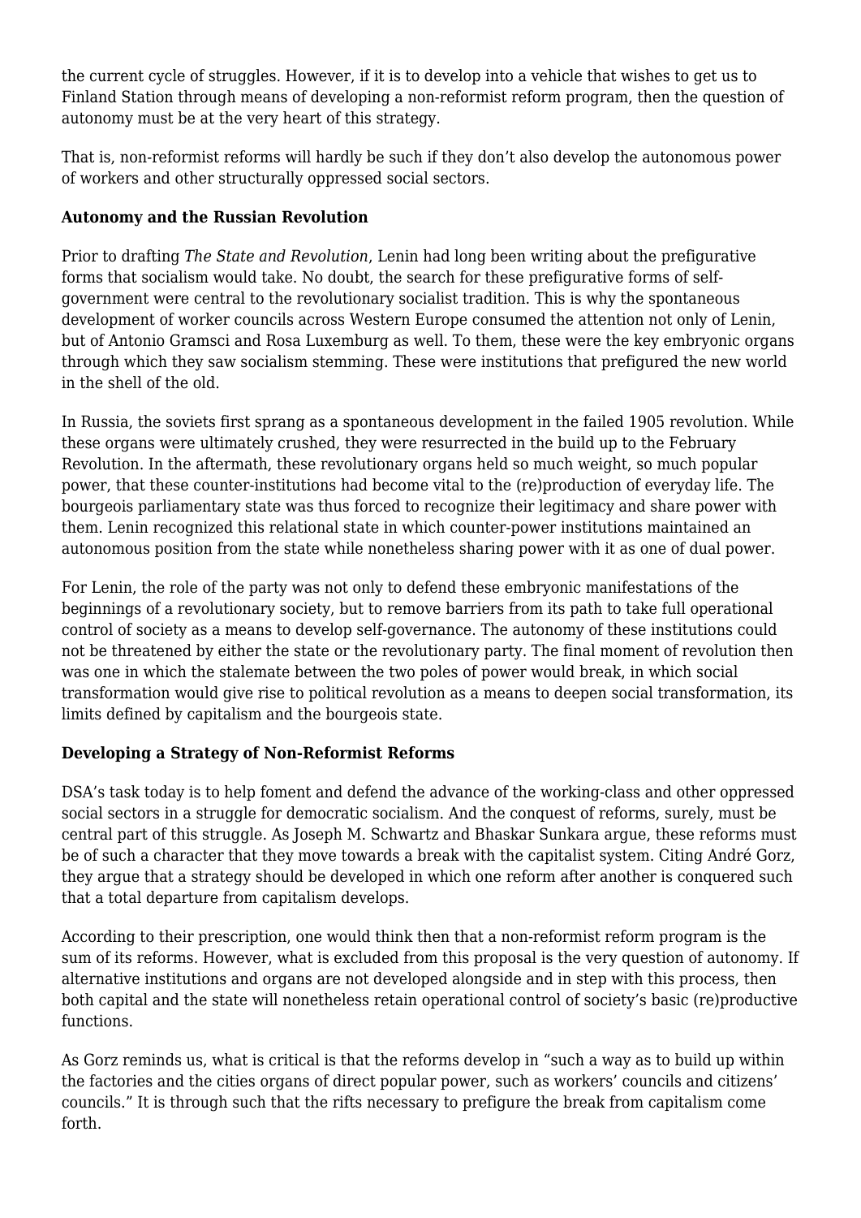the current cycle of struggles. However, if it is to develop into a vehicle that wishes to get us to Finland Station through means of developing a non-reformist reform program, then the question of autonomy must be at the very heart of this strategy.

That is, non-reformist reforms will hardly be such if they don't also develop the autonomous power of workers and other structurally oppressed social sectors.

**Autonomy and the Russian Revolution**

Prior to drafting *The State and Revolution*, Lenin had long been writing about the prefigurative forms that socialism would take. No doubt, the search for these prefigurative forms of self-government were central to the revolutionary socialist tradition. This is why the spontaneous development of worker councils across Western Europe consumed the attention not only of Lenin, but of Antonio Gramsci and Rosa Luxemburg as well. To them, these were the key embryonic organs through which they saw socialism stemming. These were institutions that prefigured the new world in the shell of the old.

In Russia, the soviets first sprang as a spontaneous development in the failed 1905 revolution. While these organs were ultimately crushed, they were resurrected in the build up to the February Revolution. In the aftermath, these revolutionary organs held so much weight, so much popular power, that these counter-institutions had become vital to the (re)production of everyday life. The bourgeois parliamentary state was thus forced to recognize their legitimacy and share power with them. Lenin recognized this relational state in which counter-power institutions maintained an autonomous position from the state while nonetheless sharing power with it as one of dual power.

For Lenin, the role of the party was not only to defend these embryonic manifestations of the beginnings of a revolutionary society, but to remove barriers from its path to take full operational control of society as a means to develop self-governance. The autonomy of these institutions could not be threatened by either the state or the revolutionary party. The final moment of revolution then was one in which the stalemate between the two poles of power would break, in which social transformation would give rise to political revolution as a means to deepen social transformation, its limits defined by capitalism and the bourgeois state.

**Developing a Strategy of Non-Reformist Reforms**

DSA's task today is to help foment and defend the advance of the working-class and other oppressed social sectors in a struggle for democratic socialism. And the conquest of reforms, surely, must be central part of this struggle. As Joseph M. Schwartz and Bhaskar Sunkara argue, these reforms must be of such a character that they move towards a break with the capitalist system. Citing André Gorz, they argue that a strategy should be developed in which one reform after another is conquered such that a total departure from capitalism develops.

According to their prescription, one would think then that a non-reformist reform program is the sum of its reforms. However, what is excluded from this proposal is the very question of autonomy. If alternative institutions and organs are not developed alongside and in step with this process, then both capital and the state will nonetheless retain operational control of society's basic (re)productive functions.

As Gorz reminds us, what is critical is that the reforms develop in "such a way as to build up within the factories and the cities organs of direct popular power, such as workers' councils and citizens' councils." It is through such that the rifts necessary to prefigure the break from capitalism come forth.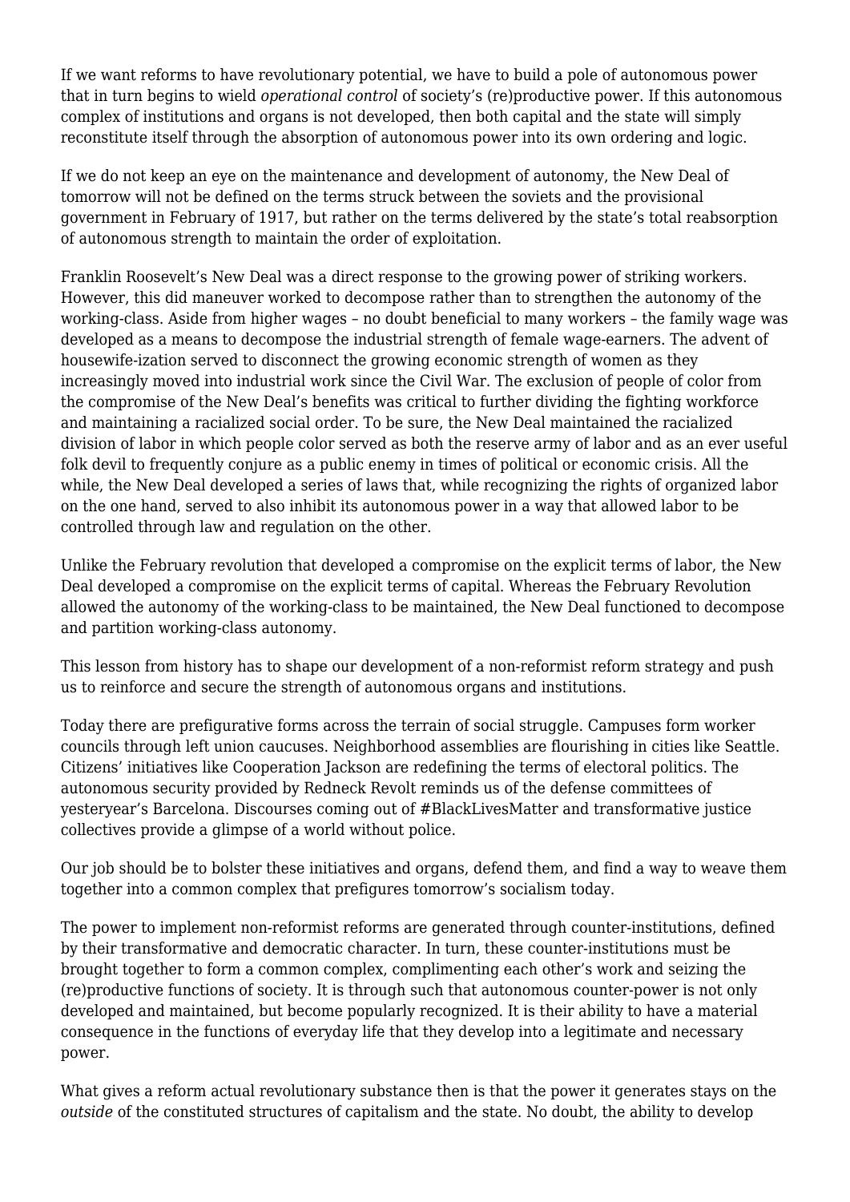If we want reforms to have revolutionary potential, we have to build a pole of autonomous power that in turn begins to wield *operational control* of society's (re)productive power. If this autonomous complex of institutions and organs is not developed, then both capital and the state will simply reconstitute itself through the absorption of autonomous power into its own ordering and logic.

If we do not keep an eye on the maintenance and development of autonomy, the New Deal of tomorrow will not be defined on the terms struck between the soviets and the provisional government in February of 1917, but rather on the terms delivered by the state's total reabsorption of autonomous strength to maintain the order of exploitation.

Franklin Roosevelt's New Deal was a direct response to the growing power of striking workers. However, this did maneuver worked to decompose rather than to strengthen the autonomy of the working-class. Aside from higher wages – no doubt beneficial to many workers – the family wage was developed as a means to decompose the industrial strength of female wage-earners. The advent of housewife-ization served to disconnect the growing economic strength of women as they increasingly moved into industrial work since the Civil War. The exclusion of people of color from the compromise of the New Deal's benefits was critical to further dividing the fighting workforce and maintaining a racialized social order. To be sure, the New Deal maintained the racialized division of labor in which people color served as both the reserve army of labor and as an ever useful folk devil to frequently conjure as a public enemy in times of political or economic crisis. All the while, the New Deal developed a series of laws that, while recognizing the rights of organized labor on the one hand, served to also inhibit its autonomous power in a way that allowed labor to be controlled through law and regulation on the other.

Unlike the February revolution that developed a compromise on the explicit terms of labor, the New Deal developed a compromise on the explicit terms of capital. Whereas the February Revolution allowed the autonomy of the working-class to be maintained, the New Deal functioned to decompose and partition working-class autonomy.

This lesson from history has to shape our development of a non-reformist reform strategy and push us to reinforce and secure the strength of autonomous organs and institutions.

Today there are prefigurative forms across the terrain of social struggle. Campuses form worker councils through left union caucuses. Neighborhood assemblies are flourishing in cities like Seattle. Citizens' initiatives like Cooperation Jackson are redefining the terms of electoral politics. The autonomous security provided by Redneck Revolt reminds us of the defense committees of yesteryear's Barcelona. Discourses coming out of #BlackLivesMatter and transformative justice collectives provide a glimpse of a world without police.

Our job should be to bolster these initiatives and organs, defend them, and find a way to weave them together into a common complex that prefigures tomorrow's socialism today.

The power to implement non-reformist reforms are generated through counter-institutions, defined by their transformative and democratic character. In turn, these counter-institutions must be brought together to form a common complex, complimenting each other's work and seizing the (re)productive functions of society. It is through such that autonomous counter-power is not only developed and maintained, but become popularly recognized. It is their ability to have a material consequence in the functions of everyday life that they develop into a legitimate and necessary power.

What gives a reform actual revolutionary substance then is that the power it generates stays on the *outside* of the constituted structures of capitalism and the state. No doubt, the ability to develop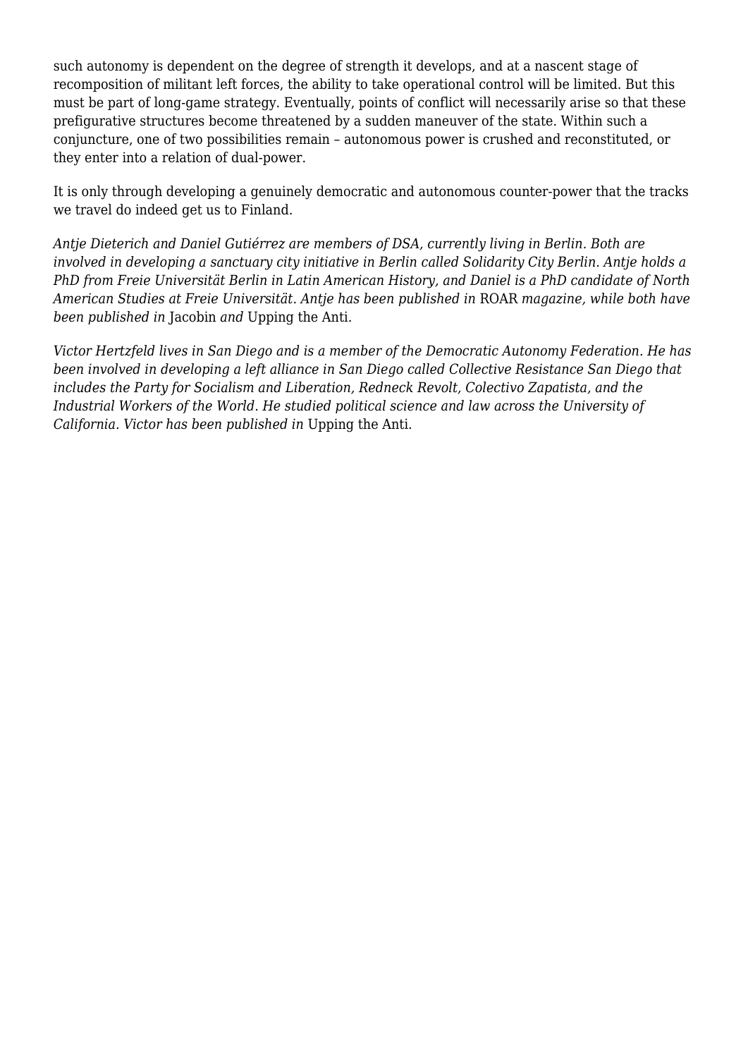such autonomy is dependent on the degree of strength it develops, and at a nascent stage of recomposition of militant left forces, the ability to take operational control will be limited. But this must be part of long-game strategy. Eventually, points of conflict will necessarily arise so that these prefigurative structures become threatened by a sudden maneuver of the state. Within such a conjuncture, one of two possibilities remain – autonomous power is crushed and reconstituted, or they enter into a relation of dual-power.

It is only through developing a genuinely democratic and autonomous counter-power that the tracks we travel do indeed get us to Finland.

*Antje Dieterich and Daniel Gutiérrez are members of DSA, currently living in Berlin. Both are involved in developing a sanctuary city initiative in Berlin called Solidarity City Berlin. Antje holds a PhD from Freie Universität Berlin in Latin American History, and Daniel is a PhD candidate of North American Studies at Freie Universität. Antje has been published in* ROAR *magazine, while both have been published in* Jacobin *and* Upping the Anti.

*Victor Hertzfeld lives in San Diego and is a member of the Democratic Autonomy Federation. He has been involved in developing a left alliance in San Diego called Collective Resistance San Diego that includes the Party for Socialism and Liberation, Redneck Revolt, Colectivo Zapatista, and the Industrial Workers of the World. He studied political science and law across the University of California. Victor has been published in* Upping the Anti.